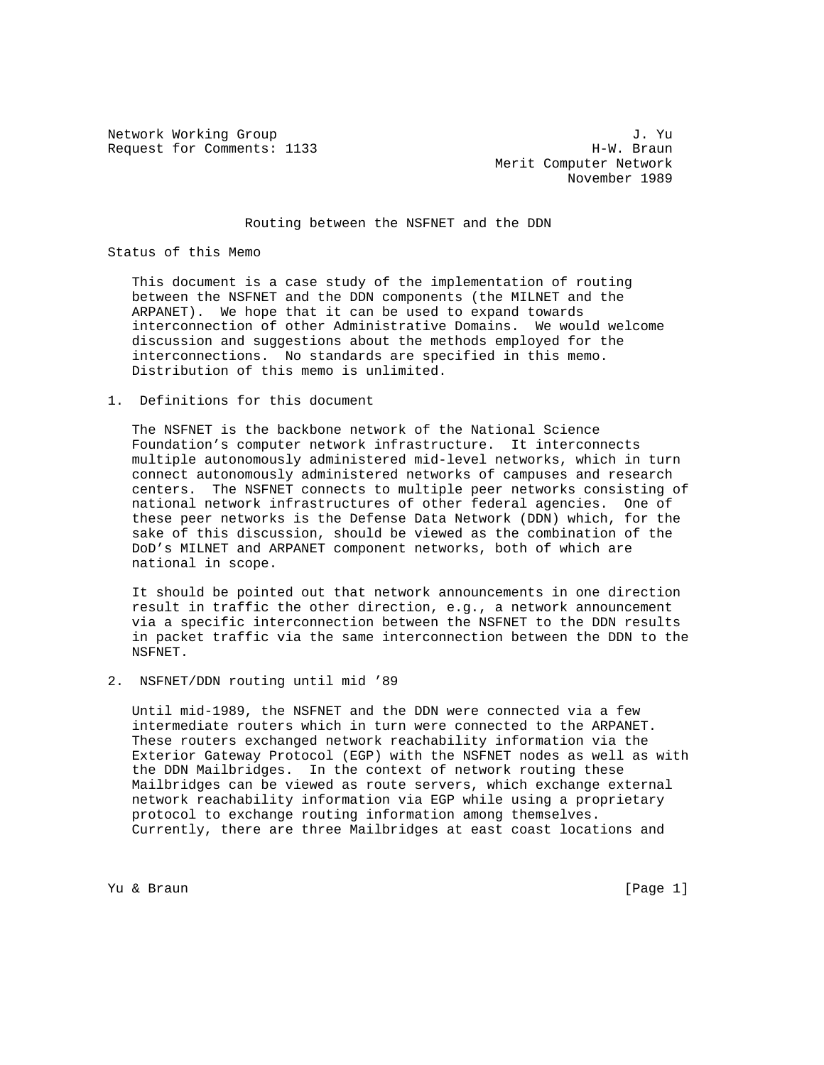Network Working Group J. Yu
Request for Comments: 1133 H-W. Braun
Merit Computer Network
November 1989

# Routing between the NSFNET and the DDN

## Status of this Memo

This document is a case study of the implementation of routing between the NSFNET and the DDN components (the MILNET and the ARPANET). We hope that it can be used to expand towards interconnection of other Administrative Domains. We would welcome discussion and suggestions about the methods employed for the interconnections. No standards are specified in this memo. Distribution of this memo is unlimited.

## 1. Definitions for this document

The NSFNET is the backbone network of the National Science Foundation's computer network infrastructure. It interconnects multiple autonomously administered mid-level networks, which in turn connect autonomously administered networks of campuses and research centers. The NSFNET connects to multiple peer networks consisting of national network infrastructures of other federal agencies. One of these peer networks is the Defense Data Network (DDN) which, for the sake of this discussion, should be viewed as the combination of the DoD's MILNET and ARPANET component networks, both of which are national in scope.

It should be pointed out that network announcements in one direction result in traffic the other direction, e.g., a network announcement via a specific interconnection between the NSFNET to the DDN results in packet traffic via the same interconnection between the DDN to the NSFNET.

## 2. NSFNET/DDN routing until mid '89

Until mid-1989, the NSFNET and the DDN were connected via a few intermediate routers which in turn were connected to the ARPANET. These routers exchanged network reachability information via the Exterior Gateway Protocol (EGP) with the NSFNET nodes as well as with the DDN Mailbridges. In the context of network routing these Mailbridges can be viewed as route servers, which exchange external network reachability information via EGP while using a proprietary protocol to exchange routing information among themselves. Currently, there are three Mailbridges at east coast locations and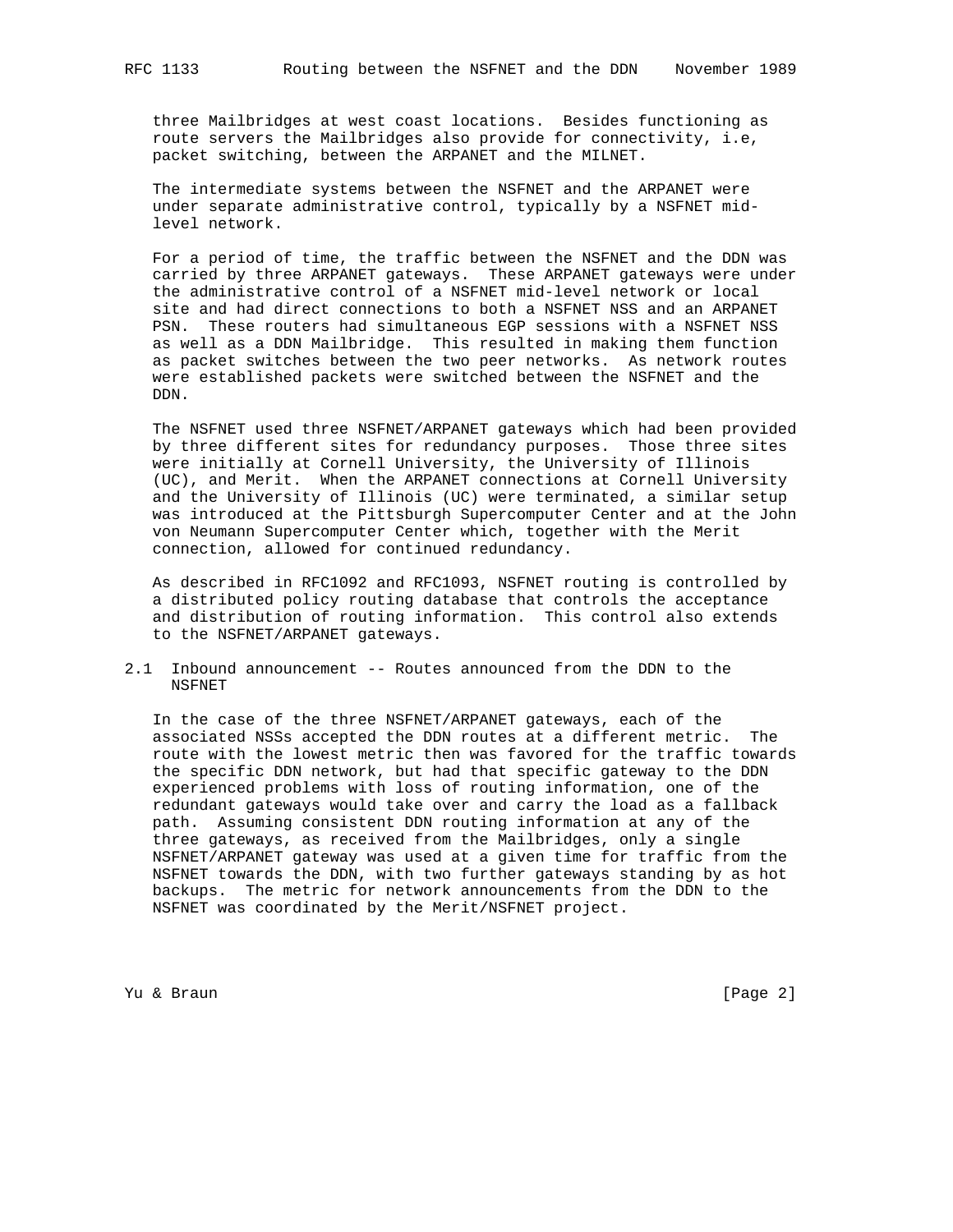three Mailbridges at west coast locations. Besides functioning as route servers the Mailbridges also provide for connectivity, i.e, packet switching, between the ARPANET and the MILNET.

The intermediate systems between the NSFNET and the ARPANET were under separate administrative control, typically by a NSFNET mid-level network.

For a period of time, the traffic between the NSFNET and the DDN was carried by three ARPANET gateways. These ARPANET gateways were under the administrative control of a NSFNET mid-level network or local site and had direct connections to both a NSFNET NSS and an ARPANET PSN. These routers had simultaneous EGP sessions with a NSFNET NSS as well as a DDN Mailbridge. This resulted in making them function as packet switches between the two peer networks. As network routes were established packets were switched between the NSFNET and the DDN.

The NSFNET used three NSFNET/ARPANET gateways which had been provided by three different sites for redundancy purposes. Those three sites were initially at Cornell University, the University of Illinois (UC), and Merit. When the ARPANET connections at Cornell University and the University of Illinois (UC) were terminated, a similar setup was introduced at the Pittsburgh Supercomputer Center and at the John von Neumann Supercomputer Center which, together with the Merit connection, allowed for continued redundancy.

As described in RFC1092 and RFC1093, NSFNET routing is controlled by a distributed policy routing database that controls the acceptance and distribution of routing information. This control also extends to the NSFNET/ARPANET gateways.

## 2.1 Inbound announcement -- Routes announced from the DDN to the NSFNET

In the case of the three NSFNET/ARPANET gateways, each of the associated NSSs accepted the DDN routes at a different metric. The route with the lowest metric then was favored for the traffic towards the specific DDN network, but had that specific gateway to the DDN experienced problems with loss of routing information, one of the redundant gateways would take over and carry the load as a fallback path. Assuming consistent DDN routing information at any of the three gateways, as received from the Mailbridges, only a single NSFNET/ARPANET gateway was used at a given time for traffic from the NSFNET towards the DDN, with two further gateways standing by as hot backups. The metric for network announcements from the DDN to the NSFNET was coordinated by the Merit/NSFNET project.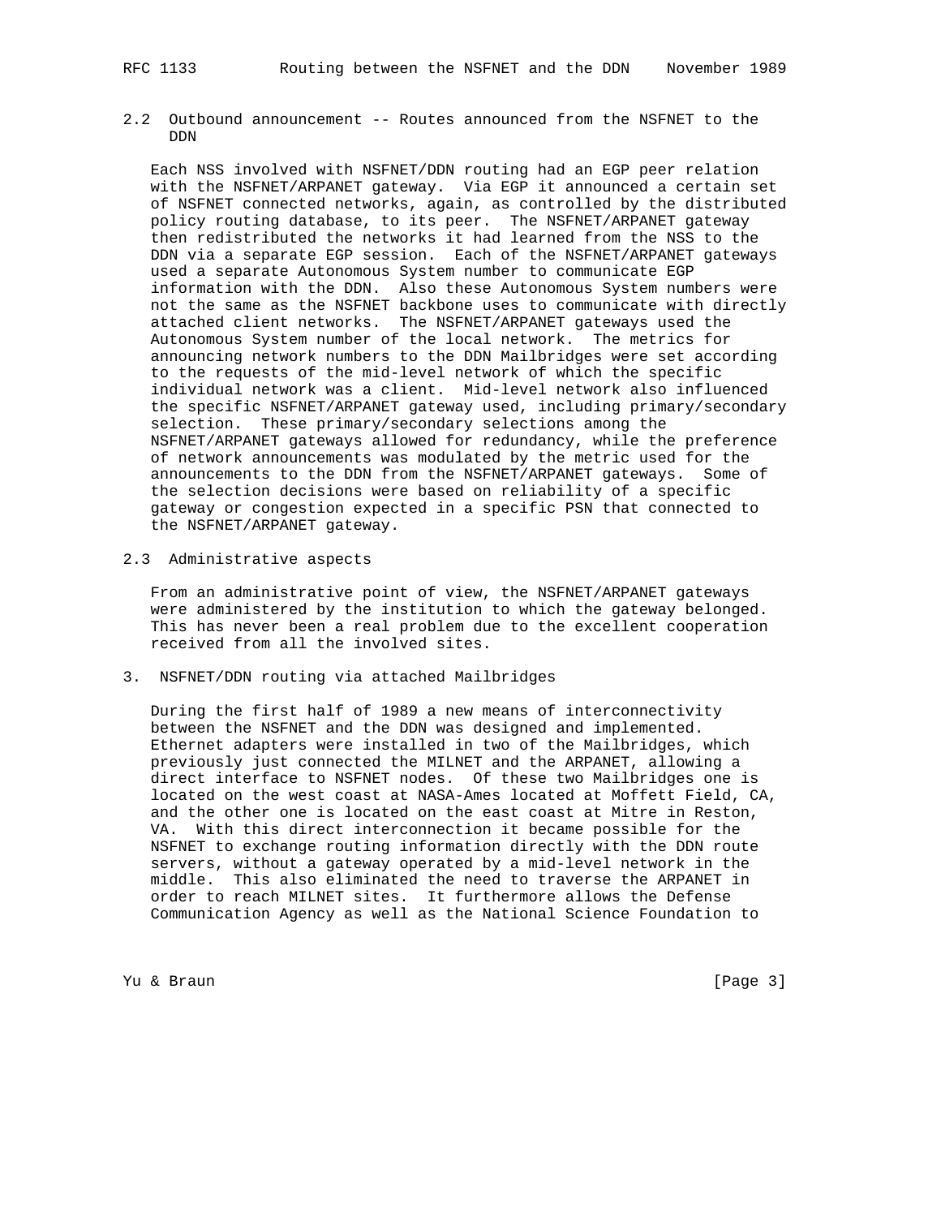## 2.2 Outbound announcement -- Routes announced from the NSFNET to the DDN

Each NSS involved with NSFNET/DDN routing had an EGP peer relation with the NSFNET/ARPANET gateway. Via EGP it announced a certain set of NSFNET connected networks, again, as controlled by the distributed policy routing database, to its peer. The NSFNET/ARPANET gateway then redistributed the networks it had learned from the NSS to the DDN via a separate EGP session. Each of the NSFNET/ARPANET gateways used a separate Autonomous System number to communicate EGP information with the DDN. Also these Autonomous System numbers were not the same as the NSFNET backbone uses to communicate with directly attached client networks. The NSFNET/ARPANET gateways used the Autonomous System number of the local network. The metrics for announcing network numbers to the DDN Mailbridges were set according to the requests of the mid-level network of which the specific individual network was a client. Mid-level network also influenced the specific NSFNET/ARPANET gateway used, including primary/secondary selection. These primary/secondary selections among the NSFNET/ARPANET gateways allowed for redundancy, while the preference of network announcements was modulated by the metric used for the announcements to the DDN from the NSFNET/ARPANET gateways. Some of the selection decisions were based on reliability of a specific gateway or congestion expected in a specific PSN that connected to the NSFNET/ARPANET gateway.

## 2.3 Administrative aspects

From an administrative point of view, the NSFNET/ARPANET gateways were administered by the institution to which the gateway belonged. This has never been a real problem due to the excellent cooperation received from all the involved sites.

# 3. NSFNET/DDN routing via attached Mailbridges

During the first half of 1989 a new means of interconnectivity between the NSFNET and the DDN was designed and implemented. Ethernet adapters were installed in two of the Mailbridges, which previously just connected the MILNET and the ARPANET, allowing a direct interface to NSFNET nodes. Of these two Mailbridges one is located on the west coast at NASA-Ames located at Moffett Field, CA, and the other one is located on the east coast at Mitre in Reston, VA. With this direct interconnection it became possible for the NSFNET to exchange routing information directly with the DDN route servers, without a gateway operated by a mid-level network in the middle. This also eliminated the need to traverse the ARPANET in order to reach MILNET sites. It furthermore allows the Defense Communication Agency as well as the National Science Foundation to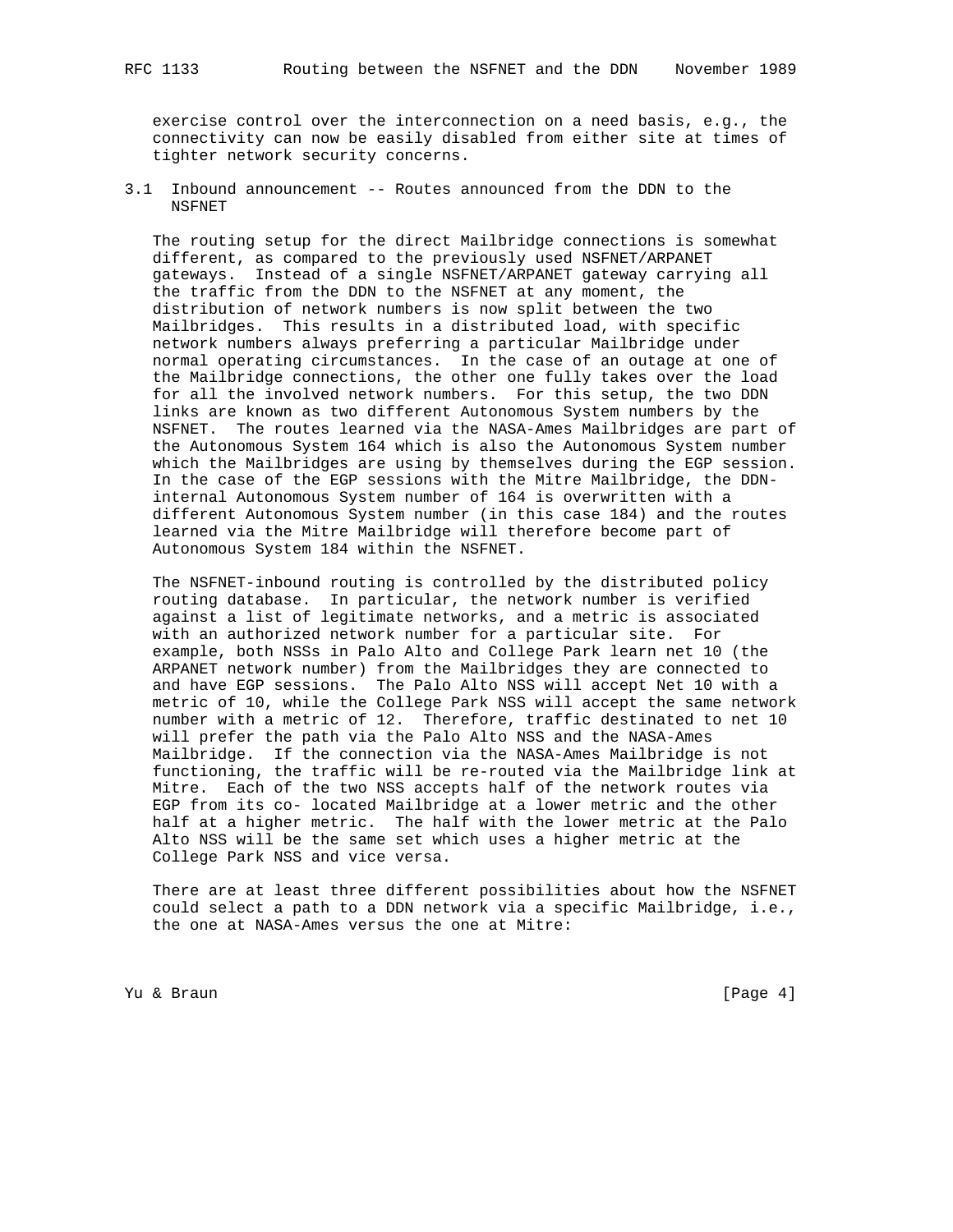exercise control over the interconnection on a need basis, e.g., the connectivity can now be easily disabled from either site at times of tighter network security concerns.

### 3.1 Inbound announcement -- Routes announced from the DDN to the NSFNET

The routing setup for the direct Mailbridge connections is somewhat different, as compared to the previously used NSFNET/ARPANET gateways. Instead of a single NSFNET/ARPANET gateway carrying all the traffic from the DDN to the NSFNET at any moment, the distribution of network numbers is now split between the two Mailbridges. This results in a distributed load, with specific network numbers always preferring a particular Mailbridge under normal operating circumstances. In the case of an outage at one of the Mailbridge connections, the other one fully takes over the load for all the involved network numbers. For this setup, the two DDN links are known as two different Autonomous System numbers by the NSFNET. The routes learned via the NASA-Ames Mailbridges are part of the Autonomous System 164 which is also the Autonomous System number which the Mailbridges are using by themselves during the EGP session. In the case of the EGP sessions with the Mitre Mailbridge, the DDN-internal Autonomous System number of 164 is overwritten with a different Autonomous System number (in this case 184) and the routes learned via the Mitre Mailbridge will therefore become part of Autonomous System 184 within the NSFNET.

The NSFNET-inbound routing is controlled by the distributed policy routing database. In particular, the network number is verified against a list of legitimate networks, and a metric is associated with an authorized network number for a particular site. For example, both NSSs in Palo Alto and College Park learn net 10 (the ARPANET network number) from the Mailbridges they are connected to and have EGP sessions. The Palo Alto NSS will accept Net 10 with a metric of 10, while the College Park NSS will accept the same network number with a metric of 12. Therefore, traffic destinated to net 10 will prefer the path via the Palo Alto NSS and the NASA-Ames Mailbridge. If the connection via the NASA-Ames Mailbridge is not functioning, the traffic will be re-routed via the Mailbridge link at Mitre. Each of the two NSS accepts half of the network routes via EGP from its co- located Mailbridge at a lower metric and the other half at a higher metric. The half with the lower metric at the Palo Alto NSS will be the same set which uses a higher metric at the College Park NSS and vice versa.

There are at least three different possibilities about how the NSFNET could select a path to a DDN network via a specific Mailbridge, i.e., the one at NASA-Ames versus the one at Mitre: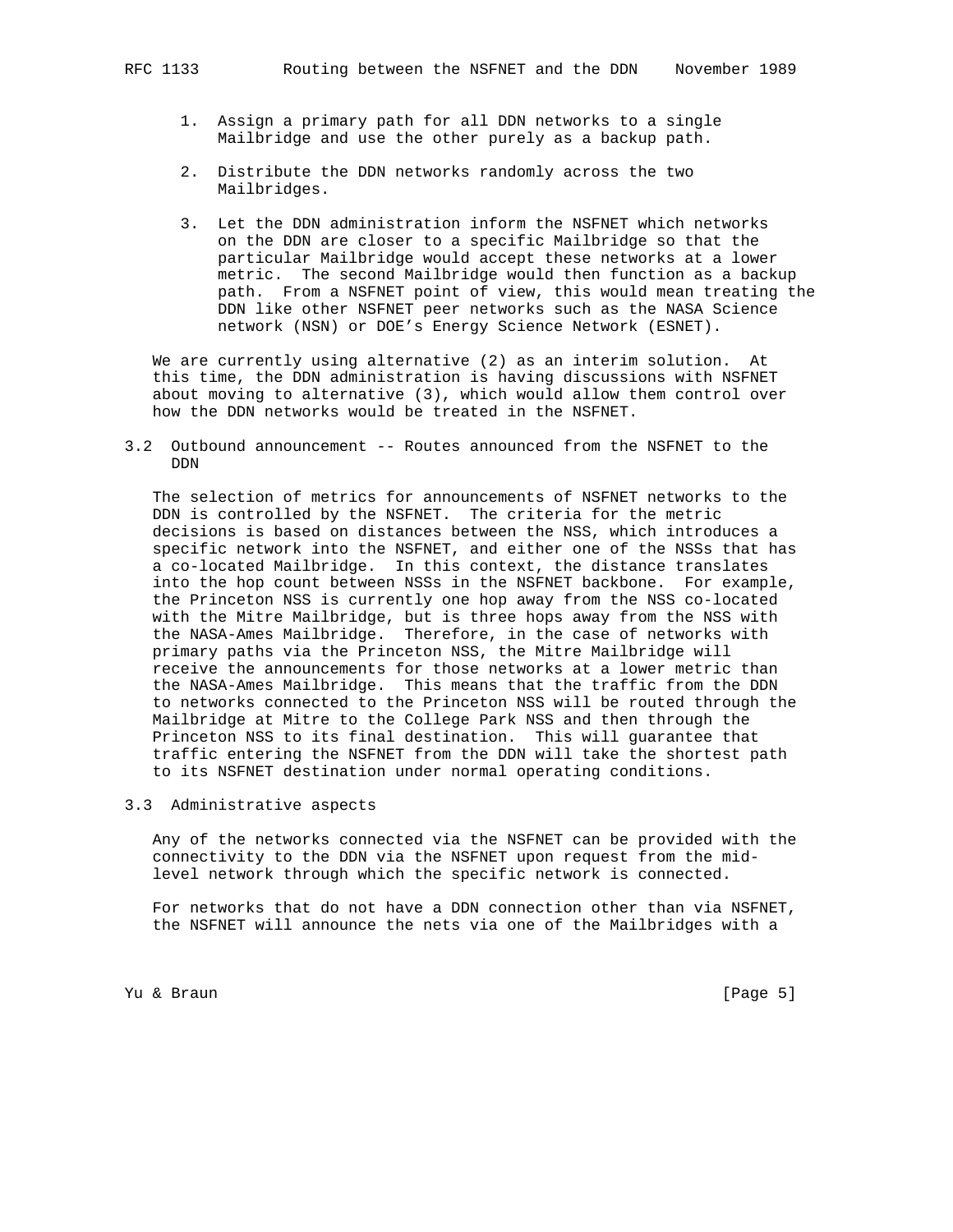1. Assign a primary path for all DDN networks to a single Mailbridge and use the other purely as a backup path.

2. Distribute the DDN networks randomly across the two Mailbridges.

3. Let the DDN administration inform the NSFNET which networks on the DDN are closer to a specific Mailbridge so that the particular Mailbridge would accept these networks at a lower metric. The second Mailbridge would then function as a backup path. From a NSFNET point of view, this would mean treating the DDN like other NSFNET peer networks such as the NASA Science network (NSN) or DOE's Energy Science Network (ESNET).

We are currently using alternative (2) as an interim solution. At this time, the DDN administration is having discussions with NSFNET about moving to alternative (3), which would allow them control over how the DDN networks would be treated in the NSFNET.

## 3.2 Outbound announcement -- Routes announced from the NSFNET to the DDN

The selection of metrics for announcements of NSFNET networks to the DDN is controlled by the NSFNET. The criteria for the metric decisions is based on distances between the NSS, which introduces a specific network into the NSFNET, and either one of the NSSs that has a co-located Mailbridge. In this context, the distance translates into the hop count between NSSs in the NSFNET backbone. For example, the Princeton NSS is currently one hop away from the NSS co-located with the Mitre Mailbridge, but is three hops away from the NSS with the NASA-Ames Mailbridge. Therefore, in the case of networks with primary paths via the Princeton NSS, the Mitre Mailbridge will receive the announcements for those networks at a lower metric than the NASA-Ames Mailbridge. This means that the traffic from the DDN to networks connected to the Princeton NSS will be routed through the Mailbridge at Mitre to the College Park NSS and then through the Princeton NSS to its final destination. This will guarantee that traffic entering the NSFNET from the DDN will take the shortest path to its NSFNET destination under normal operating conditions.

## 3.3 Administrative aspects

Any of the networks connected via the NSFNET can be provided with the connectivity to the DDN via the NSFNET upon request from the mid-level network through which the specific network is connected.

For networks that do not have a DDN connection other than via NSFNET, the NSFNET will announce the nets via one of the Mailbridges with a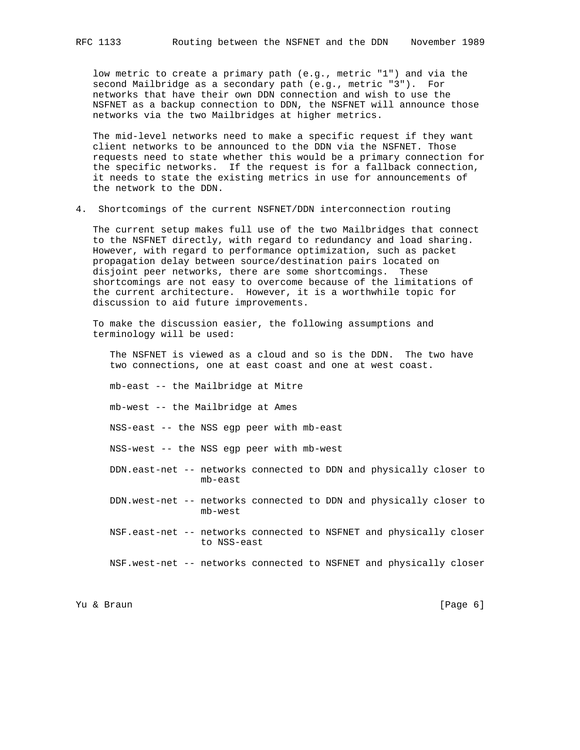low metric to create a primary path (e.g., metric "1") and via the second Mailbridge as a secondary path (e.g., metric "3"). For networks that have their own DDN connection and wish to use the NSFNET as a backup connection to DDN, the NSFNET will announce those networks via the two Mailbridges at higher metrics.

The mid-level networks need to make a specific request if they want client networks to be announced to the DDN via the NSFNET. Those requests need to state whether this would be a primary connection for the specific networks. If the request is for a fallback connection, it needs to state the existing metrics in use for announcements of the network to the DDN.

## 4. Shortcomings of the current NSFNET/DDN interconnection routing

The current setup makes full use of the two Mailbridges that connect to the NSFNET directly, with regard to redundancy and load sharing. However, with regard to performance optimization, such as packet propagation delay between source/destination pairs located on disjoint peer networks, there are some shortcomings. These shortcomings are not easy to overcome because of the limitations of the current architecture. However, it is a worthwhile topic for discussion to aid future improvements.

To make the discussion easier, the following assumptions and terminology will be used:

The NSFNET is viewed as a cloud and so is the DDN. The two have two connections, one at east coast and one at west coast.

mb-east -- the Mailbridge at Mitre

mb-west -- the Mailbridge at Ames

NSS-east -- the NSS egp peer with mb-east

NSS-west -- the NSS egp peer with mb-west

DDN.east-net -- networks connected to DDN and physically closer to mb-east

DDN.west-net -- networks connected to DDN and physically closer to mb-west

NSF.east-net -- networks connected to NSFNET and physically closer to NSS-east

NSF.west-net -- networks connected to NSFNET and physically closer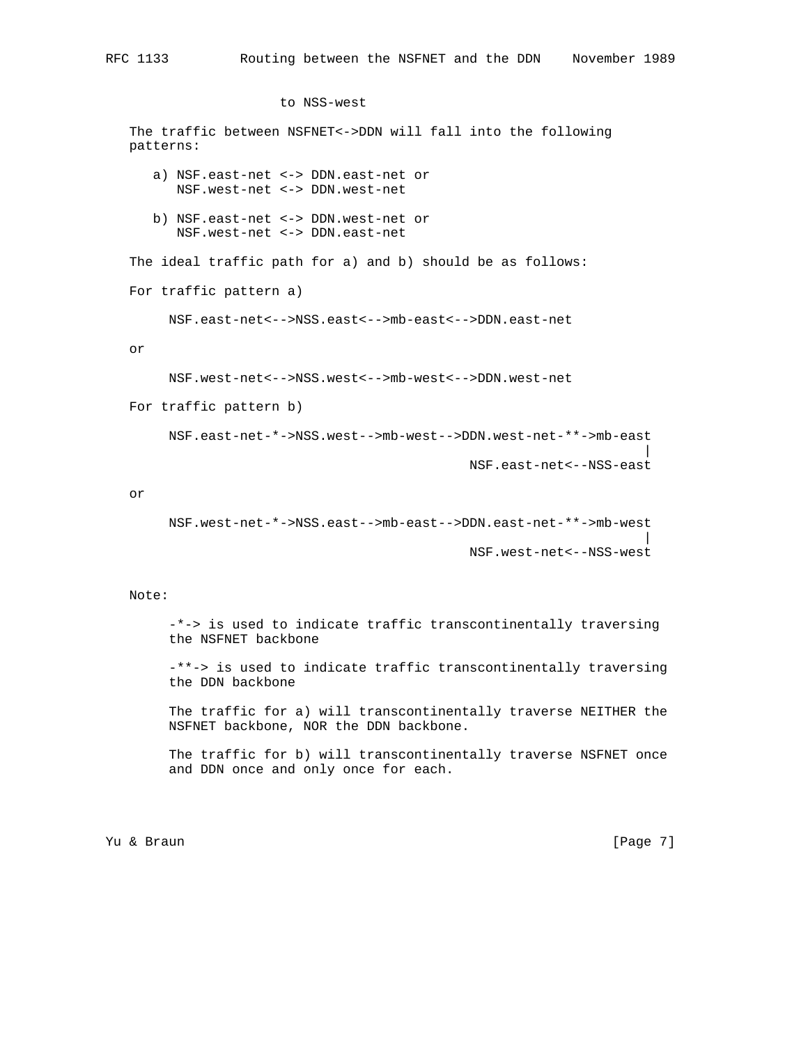to NSS-west

The traffic between NSFNET<->DDN will fall into the following patterns:

a) NSF.east-net <-> DDN.east-net or
   NSF.west-net <-> DDN.west-net

b) NSF.east-net <-> DDN.west-net or
   NSF.west-net <-> DDN.east-net

The ideal traffic path for a) and b) should be as follows:

For traffic pattern a)

```
NSF.east-net<-->NSS.east<-->mb-east<-->DDN.east-net
```

or

```
NSF.west-net<-->NSS.west<-->mb-west<-->DDN.west-net
```

For traffic pattern b)

```
NSF.east-net-*->NSS.west-->mb-west-->DDN.west-net-**->mb-east
                                                            |
                                          NSF.east-net<--NSS-east
```

or

```
NSF.west-net-*->NSS.east-->mb-east-->DDN.east-net-**->mb-west
                                                            |
                                          NSF.west-net<--NSS-west
```

Note:

-*-> is used to indicate traffic transcontinentally traversing the NSFNET backbone

-**-> is used to indicate traffic transcontinentally traversing the DDN backbone

The traffic for a) will transcontinentally traverse NEITHER the NSFNET backbone, NOR the DDN backbone.

The traffic for b) will transcontinentally traverse NSFNET once and DDN once and only once for each.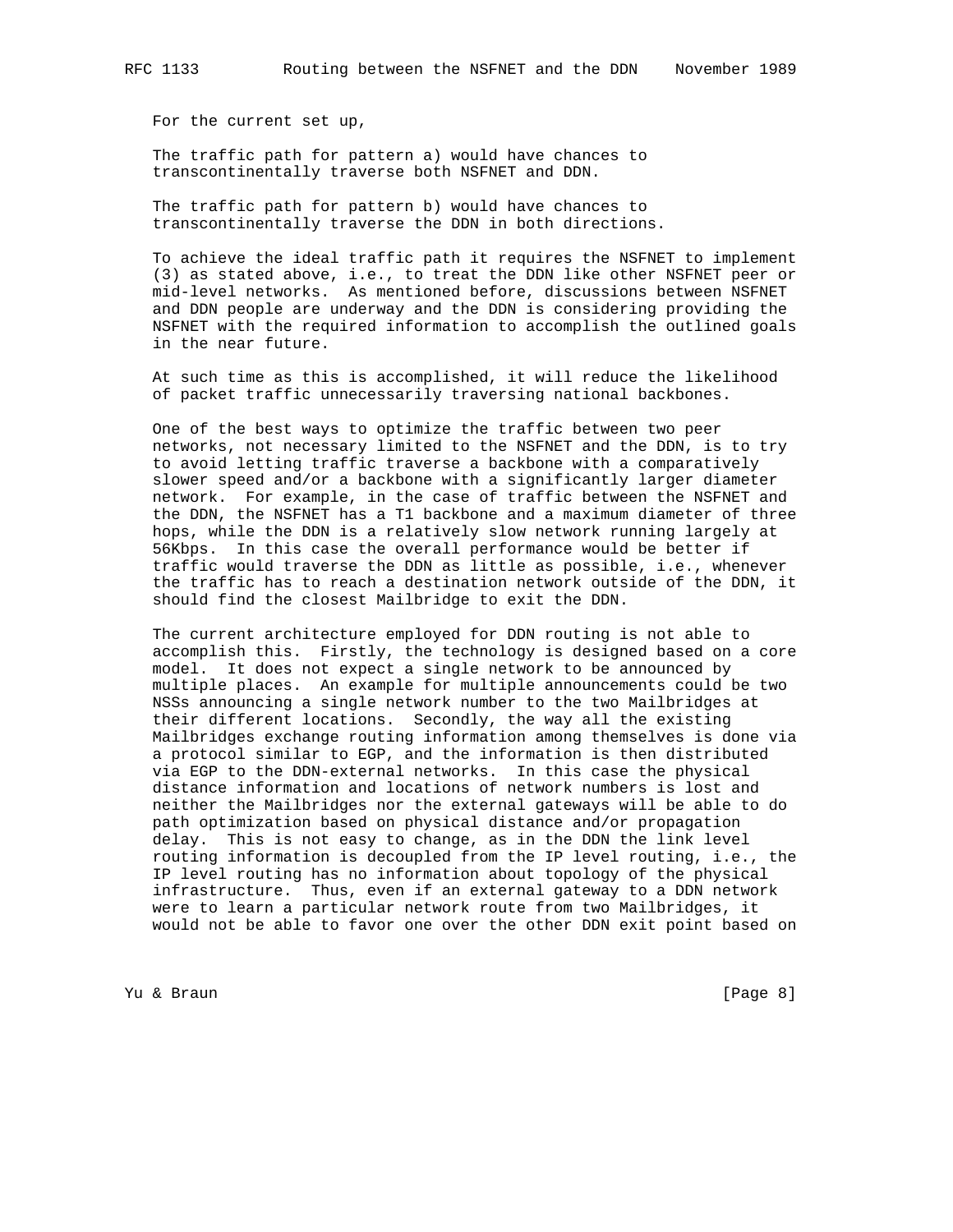For the current set up,

The traffic path for pattern a) would have chances to transcontinentally traverse both NSFNET and DDN.

The traffic path for pattern b) would have chances to transcontinentally traverse the DDN in both directions.

To achieve the ideal traffic path it requires the NSFNET to implement (3) as stated above, i.e., to treat the DDN like other NSFNET peer or mid-level networks. As mentioned before, discussions between NSFNET and DDN people are underway and the DDN is considering providing the NSFNET with the required information to accomplish the outlined goals in the near future.

At such time as this is accomplished, it will reduce the likelihood of packet traffic unnecessarily traversing national backbones.

One of the best ways to optimize the traffic between two peer networks, not necessary limited to the NSFNET and the DDN, is to try to avoid letting traffic traverse a backbone with a comparatively slower speed and/or a backbone with a significantly larger diameter network. For example, in the case of traffic between the NSFNET and the DDN, the NSFNET has a T1 backbone and a maximum diameter of three hops, while the DDN is a relatively slow network running largely at 56Kbps. In this case the overall performance would be better if traffic would traverse the DDN as little as possible, i.e., whenever the traffic has to reach a destination network outside of the DDN, it should find the closest Mailbridge to exit the DDN.

The current architecture employed for DDN routing is not able to accomplish this. Firstly, the technology is designed based on a core model. It does not expect a single network to be announced by multiple places. An example for multiple announcements could be two NSSs announcing a single network number to the two Mailbridges at their different locations. Secondly, the way all the existing Mailbridges exchange routing information among themselves is done via a protocol similar to EGP, and the information is then distributed via EGP to the DDN-external networks. In this case the physical distance information and locations of network numbers is lost and neither the Mailbridges nor the external gateways will be able to do path optimization based on physical distance and/or propagation delay. This is not easy to change, as in the DDN the link level routing information is decoupled from the IP level routing, i.e., the IP level routing has no information about topology of the physical infrastructure. Thus, even if an external gateway to a DDN network were to learn a particular network route from two Mailbridges, it would not be able to favor one over the other DDN exit point based on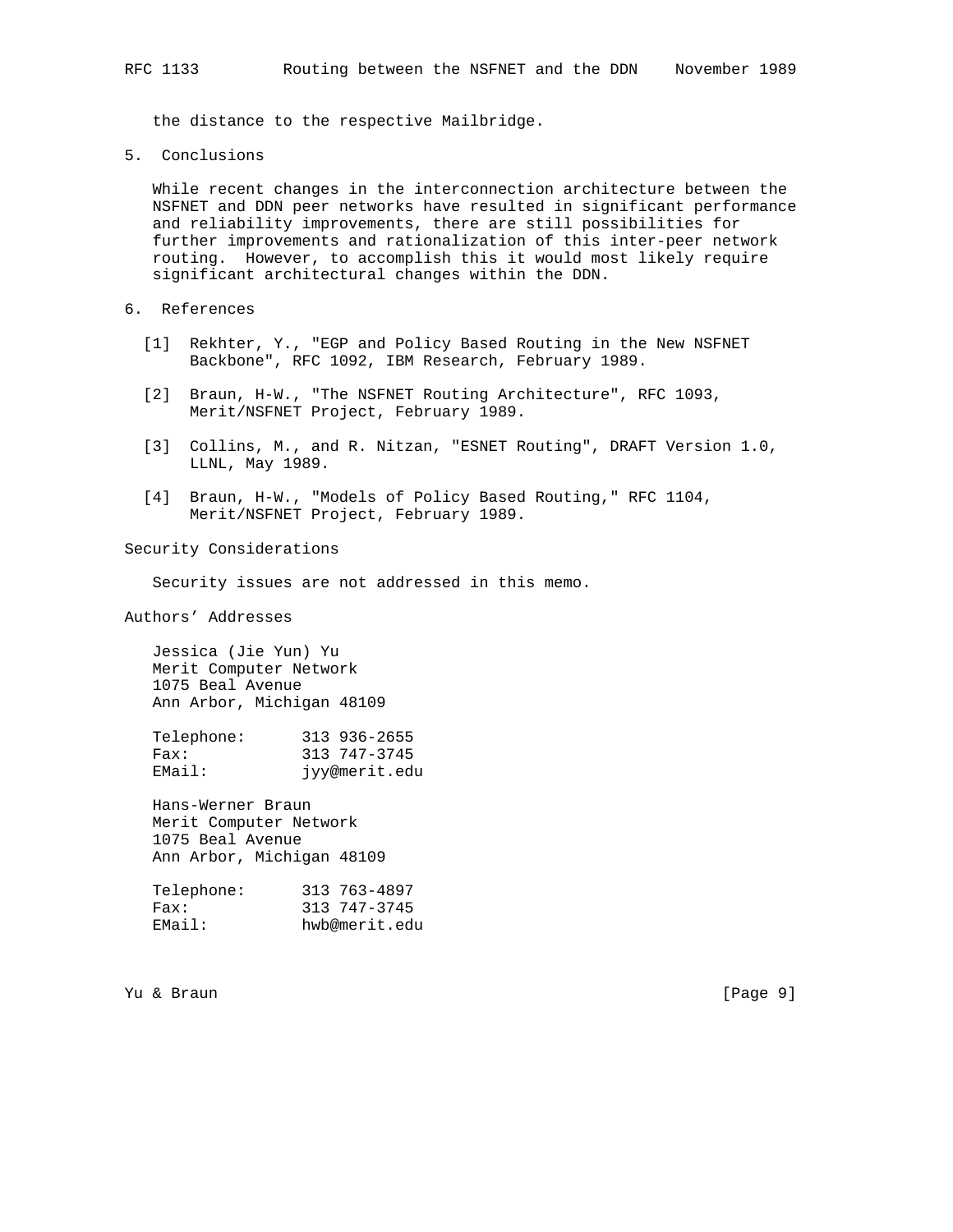the distance to the respective Mailbridge.

## 5. Conclusions

While recent changes in the interconnection architecture between the NSFNET and DDN peer networks have resulted in significant performance and reliability improvements, there are still possibilities for further improvements and rationalization of this inter-peer network routing. However, to accomplish this it would most likely require significant architectural changes within the DDN.

## 6. References

[1] Rekhter, Y., "EGP and Policy Based Routing in the New NSFNET Backbone", RFC 1092, IBM Research, February 1989.

[2] Braun, H-W., "The NSFNET Routing Architecture", RFC 1093, Merit/NSFNET Project, February 1989.

[3] Collins, M., and R. Nitzan, "ESNET Routing", DRAFT Version 1.0, LLNL, May 1989.

[4] Braun, H-W., "Models of Policy Based Routing," RFC 1104, Merit/NSFNET Project, February 1989.

## Security Considerations

Security issues are not addressed in this memo.

## Authors' Addresses

Jessica (Jie Yun) Yu
Merit Computer Network
1075 Beal Avenue
Ann Arbor, Michigan 48109

Telephone: 313 936-2655
Fax: 313 747-3745
EMail: jyy@merit.edu

Hans-Werner Braun
Merit Computer Network
1075 Beal Avenue
Ann Arbor, Michigan 48109

Telephone: 313 763-4897
Fax: 313 747-3745
EMail: hwb@merit.edu